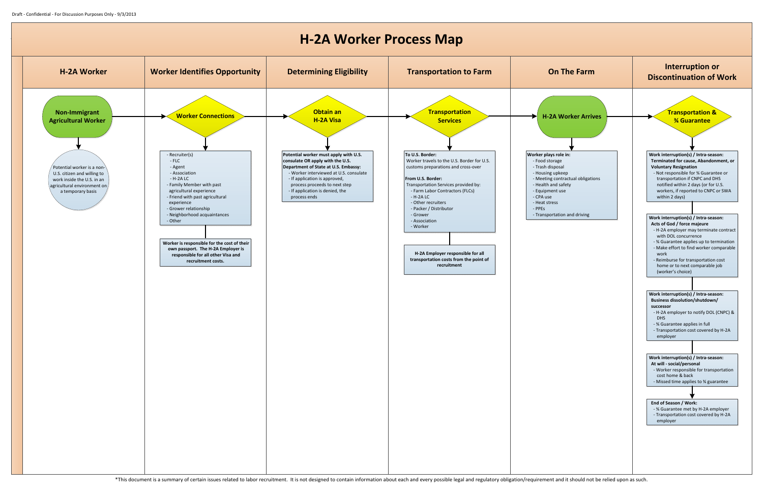Draft - Confidential - For Discussion Purposes Only - 9/3/2013

# H-2A Worker Process Map

## H-2A Worker

**Non-Immigrant Agricultural Worker**

Potential worker is a non-U.S. citizen and willing to work inside the U.S. in an agricultural environment on a temporary basis

## Worker Identifies Opportunity

**Worker Connections**

- Recruiter(s)
  - FLC
  - Agent
  - Association
  - H-2A LC
- Family Member with past agricultural experience
- Friend with past agricultural experience
- Grower relationship
- Neighborhood acquaintances
- Other

**Worker is responsible for the cost of their own passport. The H-2A Employer is responsible for all other Visa and recruitment costs.**

## Determining Eligibility

**Obtain an H-2A Visa**

**Potential worker must apply with U.S. consulate OR apply with the U.S. Department of State at U.S. Embassy:**

- Worker interviewed at U.S. consulate
- If application is approved, process proceeds to next step
- If application is denied, the process ends

## Transportation to Farm

**Transportation Services**

**To U.S. Border:**
Worker travels to the U.S. Border for U.S. customs preparations and cross-over

**From U.S. Border:**
Transportation Services provided by:
- Farm Labor Contractors (FLCs)
- H-2A LC
- Other recruiters
- Packer / Distributor
- Grower
- Association
- Worker

**H-2A Employer responsible for all transportation costs from the point of recruitment**

## On The Farm

**H-2A Worker Arrives**

**Worker plays role in:**
- Food storage
- Trash disposal
- Housing upkeep
- Meeting contractual obligations
- Health and safety
- Equipment use
- CPA use
- Heat stress
- PPEs
- Transportation and driving

## Interruption or Discontinuation of Work

**Transportation & ¾ Guarantee**

**Work interruption(s) / Intra-season: Terminated for cause, Abandonment, or Voluntary Resignation**
- Not responsible for ¾ Guarantee or transportation if CNPC and DHS notified within 2 days (or for U.S. workers, if reported to CNPC or SWA within 2 days)

**Work interruption(s) / Intra-season: Acts of God / force majeure**
- H-2A employer may terminate contract with DOL concurrence
- ¾ Guarantee applies up to termination
- Make effort to find worker comparable work
- Reimburse for transportation cost home or to next comparable job (worker's choice)

**Work interruption(s) / Intra-season: Business dissolution/shutdown/ successor**
- H-2A employer to notify DOL (CNPC) & DHS
- ¾ Guarantee applies in full
- Transportation cost covered by H-2A employer

**Work interruption(s) / Intra-season: At will - social/personal**
- Worker responsible for transportation cost home & back
- Missed time applies to ¾ guarantee

**End of Season / Work:**
- ¾ Guarantee met by H-2A employer
- Transportation cost covered by H-2A employer

*This document is a summary of certain issues related to labor recruitment. It is not designed to contain information about each and every possible legal and regulatory obligation/requirement and it should not be relied upon as such.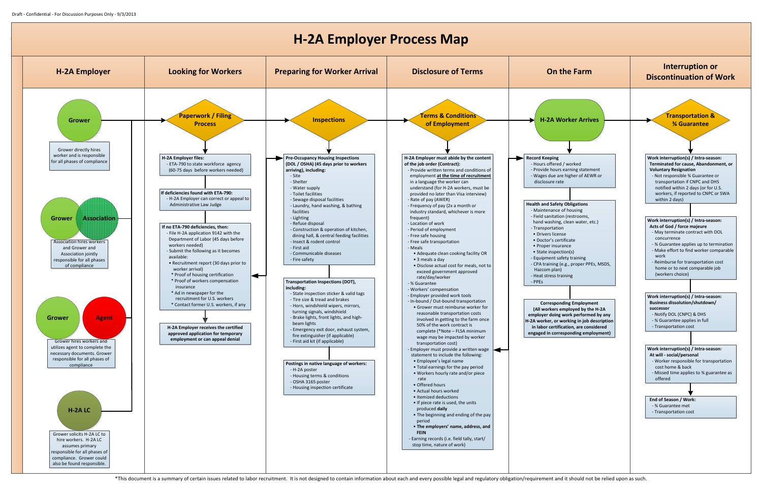Draft - Confidential - For Discussion Purposes Only - 9/3/2013

# H-2A Employer Process Map

## H-2A Employer

**Grower**

Grower directly hires worker and is responsible for all phases of compliance

**Grower** / **Association**

Association hires workers and Grower and Association jointly responsible for all phases of compliance

**Grower** / **Agent**

Grower hires workers and utilizes agent to complete the necessary documents. Grower responsible for all phases of compliance

**H-2A LC**

Grower solicits H-2A LC to hire workers. H-2A LC assumes primary responsible for all phases of compliance. Grower could also be found responsible.

## Looking for Workers

**Paperwork / Filing Process**

**H-2A Employer files:**
- ETA-790 to state workforce agency (60-75 days before workers needed)

**If deficiencies found with ETA-790:**
- H-2A Employer can correct or appeal to Administrative Law Judge

**If no ETA-790 deficiencies, then:**
- File H-2A application 9142 with the Department of Labor (45 days before workers needed)
- Submit the following as it becomes available:
  - Recruitment report (30 days prior to worker arrival)
    - * Proof of housing certification
    - * Proof of workers compensation insurance
    - * Ad in newspaper for the recruitment for U.S. workers
    - * Contact former U.S. workers, if any

**H-2A Employer receives the certified approved application for temporary employment or can appeal denial**

## Preparing for Worker Arrival

**Inspections**

**Pre-Occupancy Housing Inspections (DOL / OSHA) (45 days prior to workers arriving), including:**
- Site
- Shelter
- Water supply
- Toilet facilities
- Sewage disposal facilities
- Laundry, hand washing, & bathing facilities
- Lighting
- Refuse disposal
- Construction & operation of kitchen, dining hall, & central feeding facilities
- Insect & rodent control
- First aid
- Communicable diseases
- Fire safety

**Transportation Inspections (DOT), including:**
- State inspection sticker & valid tags
- Tire size & tread and brakes
- Horn, windshield wipers, mirrors, turning signals, windshield
- Brake lights, front lights, and high-beam lights
- Emergency exit door, exhaust system, fire extinguisher (if applicable)
- First aid kit (if applicable)

**Postings in native language of workers:**
- H-2A poster
- Housing terms & conditions
- OSHA 3165 poster
- Housing inspection certificate

## Disclosure of Terms

**Terms & Conditions of Employment**

**H-2A Employer must abide by the content of the job order (Contract):**
- Provide written terms and conditions of employment **at the time of recruitment** in a language the worker can understand (for H-2A workers, must be provided no later than Visa interview)
- Rate of pay (AWER)
- Frequency of pay (2x a month or industry standard, whichever is more frequent)
- Location of work
- Period of employment
- Free safe housing
- Free safe transportation
- Meals
  - Adequate clean cooking facility OR
  - 3 meals a day
  - Disclose actual cost for meals, not to exceed government approved rate/day/worker
- ¾ Guarantee
- Workers' compensation
- Employer provided work tools
- In-bound / Out-bound transportation
  - Grower must reimburse worker for reasonable transportation costs involved in getting to the farm once 50% of the work contract is complete (*Note – FLSA minimum wage may be impacted by worker transportation cost)
- Employer must provide a written wage statement to include the following:
  - Employee's legal name
  - Total earnings for the pay period
  - Workers hourly rate and/or piece rate
  - Offered hours
  - Actual hours worked
  - Itemized deductions
  - If piece rate is used, the units produced **daily**
  - The beginning and ending of the pay period
  - **The employers' name, address, and FEIN**
- Earning records (i.e. field tally, start/stop time, nature of work)

## On the Farm

**H-2A Worker Arrives**

**Record Keeping**
- Hours offered / worked
- Provide hours earning statement
- Wages due are higher of AEWR or disclosure rate

**Health and Safety Obligations**
- Maintenance of housing
- Field sanitation (restrooms, hand washing, clean water, etc.)
- Transportation
  - Drivers license
  - Doctor's certificate
  - Proper insurance
  - State inspection(s)
- Equipment safety training
- CPA training (e.g., proper PPEs, MSDS, Hazcom plan)
- Heat stress training
- PPEs

**Corresponding Employment**
**(All workers employed by the H-2A employer doing work performed by any H-2A worker, or working in job description in labor certification, are considered engaged in corresponding employment)**

## Interruption or Discontinuation of Work

**Transportation & ¾ Guarantee**

**Work interruption(s) / Intra-season: Terminated for cause, Abandonment, or Voluntary Resignation**
- Not responsible ¾ Guarantee or transportation if CNPC and DHS notified within 2 days (or for U.S. workers, if reported to CNPC or SWA within 2 days)

**Work interruption(s) / Intra-season: Acts of God / force majeure**
- May terminate contract with DOL concurrence
- ¾ Guarantee applies up to termination
- Make effort to find worker comparable work
- Reimburse for transportation cost home or to next comparable job (workers choice)

**Work interruption(s) / Intra-season: Business dissolution/shutdown/ successor**
- Notify DOL (CNPC) & DHS
- ¾ Guarantee applies in full
- Transportation cost

**Work interruption(s) / Intra-season: At will - social/personal**
- Worker responsible for transportation cost home & back
- Missed time applies to ¾ guarantee as offered

**End of Season / Work:**
- ¾ Guarantee met
- Transportation cost

*This document is a summary of certain issues related to labor recruitment. It is not designed to contain information about each and every possible legal and regulatory obligation/requirement and it should not be relied upon as such.